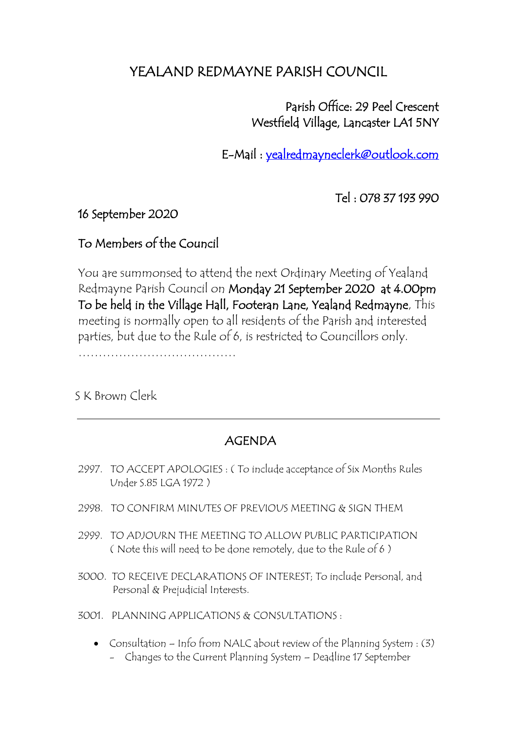# YEALAND REDMAYNE PARISH COUNCIL

Parish Office: 29 Peel Crescent
Westfield Village, Lancaster LA1 5NY

E-Mail : yealredmayneclerk@outlook.com

Tel : 078 37 193 990

16 September 2020

To Members of the Council

You are summonsed to attend the next Ordinary Meeting of Yealand Redmayne Parish Council on **Monday 21 September 2020 at 4.00pm To be held in the Village Hall, Footeran Lane, Yealand Redmayne**, This meeting is normally open to all residents of the Parish and interested parties, but due to the Rule of 6, is restricted to Councillors only.

……………………………………

S K Brown Clerk

---

## AGENDA

2997. TO ACCEPT APOLOGIES : ( To include acceptance of Six Months Rules Under S.85 LGA 1972 )

2998. TO CONFIRM MINUTES OF PREVIOUS MEETING & SIGN THEM

2999. TO ADJOURN THE MEETING TO ALLOW PUBLIC PARTICIPATION ( Note this will need to be done remotely, due to the Rule of 6 )

3000. TO RECEIVE DECLARATIONS OF INTEREST; To include Personal, and Personal & Prejudicial Interests.

3001. PLANNING APPLICATIONS & CONSULTATIONS :

- Consultation – Info from NALC about review of the Planning System : (3)
  - Changes to the Current Planning System – Deadline 17 September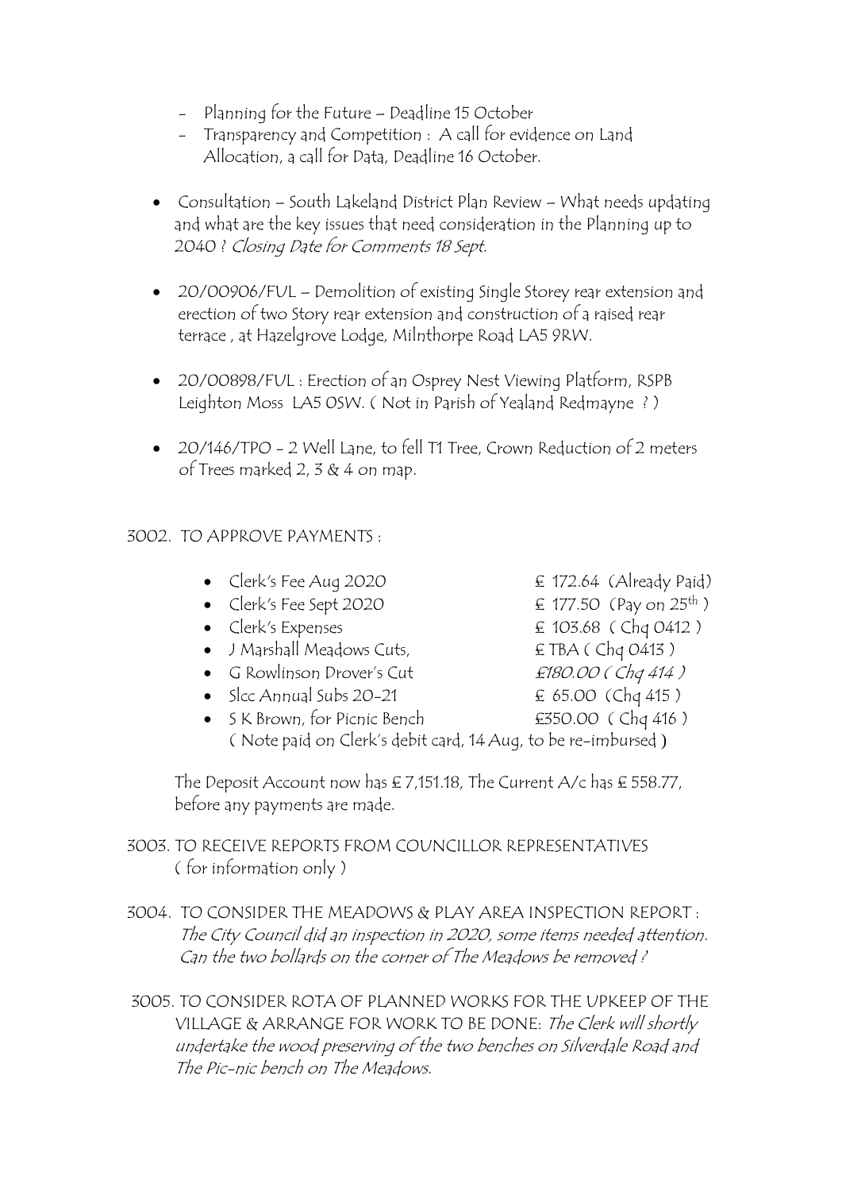- Planning for the Future – Deadline 15 October
- Transparency and Competition : A call for evidence on Land Allocation, a call for Data, Deadline 16 October.

- Consultation – South Lakeland District Plan Review – What needs updating and what are the key issues that need consideration in the Planning up to 2040 ? *Closing Date for Comments 18 Sept.*

- 20/00906/FUL – Demolition of existing Single Storey rear extension and erection of two Story rear extension and construction of a raised rear terrace , at Hazelgrove Lodge, Milnthorpe Road LA5 9RW.

- 20/00898/FUL : Erection of an Osprey Nest Viewing Platform, RSPB Leighton Moss LA5 0SW. ( Not in Parish of Yealand Redmayne ? )

- 20/146/TPO - 2 Well Lane, to fell T1 Tree, Crown Reduction of 2 meters of Trees marked 2, 3 & 4 on map.

3002. TO APPROVE PAYMENTS :

- Clerk's Fee Aug 2020 — £ 172.64 (Already Paid)
- Clerk's Fee Sept 2020 — £ 177.50 (Pay on 25th )
- Clerk's Expenses — £ 103.68 ( Chq 0412 )
- J Marshall Meadows Cuts, — £ TBA ( Chq 0413 )
- G Rowlinson Drover's Cut — *£180.00 ( Chq 414 )*
- Slcc Annual Subs 20-21 — £ 65.00 (Chq 415 )
- S K Brown, for Picnic Bench — £350.00 ( Chq 416 )
  ( Note paid on Clerk's debit card, 14 Aug, to be re-imbursed )

The Deposit Account now has £ 7,151.18, The Current A/c has £ 558.77, before any payments are made.

3003. TO RECEIVE REPORTS FROM COUNCILLOR REPRESENTATIVES ( for information only )

3004. TO CONSIDER THE MEADOWS & PLAY AREA INSPECTION REPORT : *The City Council did an inspection in 2020, some items needed attention. Can the two bollards on the corner of The Meadows be removed ?*

3005. TO CONSIDER ROTA OF PLANNED WORKS FOR THE UPKEEP OF THE VILLAGE & ARRANGE FOR WORK TO BE DONE: *The Clerk will shortly undertake the wood preserving of the two benches on Silverdale Road and The Pic-nic bench on The Meadows.*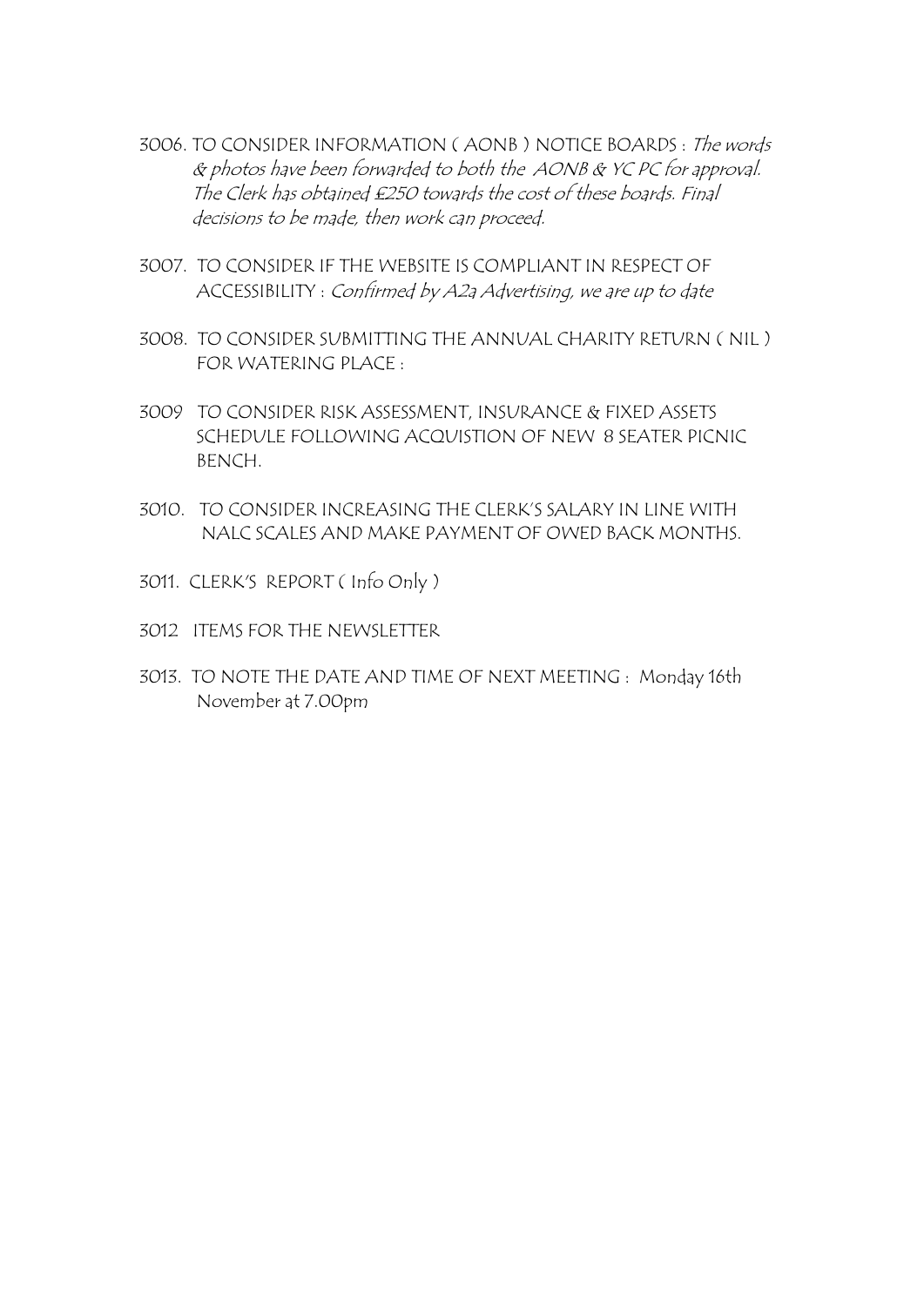3006. TO CONSIDER INFORMATION ( AONB ) NOTICE BOARDS : *The words & photos have been forwarded to both the AONB & YC PC for approval. The Clerk has obtained £250 towards the cost of these boards. Final decisions to be made, then work can proceed.*

3007. TO CONSIDER IF THE WEBSITE IS COMPLIANT IN RESPECT OF ACCESSIBILITY : *Confirmed by A2a Advertising, we are up to date*

3008. TO CONSIDER SUBMITTING THE ANNUAL CHARITY RETURN ( NIL ) FOR WATERING PLACE :

3009 TO CONSIDER RISK ASSESSMENT, INSURANCE & FIXED ASSETS SCHEDULE FOLLOWING ACQUISTION OF NEW 8 SEATER PICNIC BENCH.

3010. TO CONSIDER INCREASING THE CLERK'S SALARY IN LINE WITH NALC SCALES AND MAKE PAYMENT OF OWED BACK MONTHS.

3011. CLERK'S REPORT ( Info Only )

3012 ITEMS FOR THE NEWSLETTER

3013. TO NOTE THE DATE AND TIME OF NEXT MEETING : Monday 16th November at 7.00pm